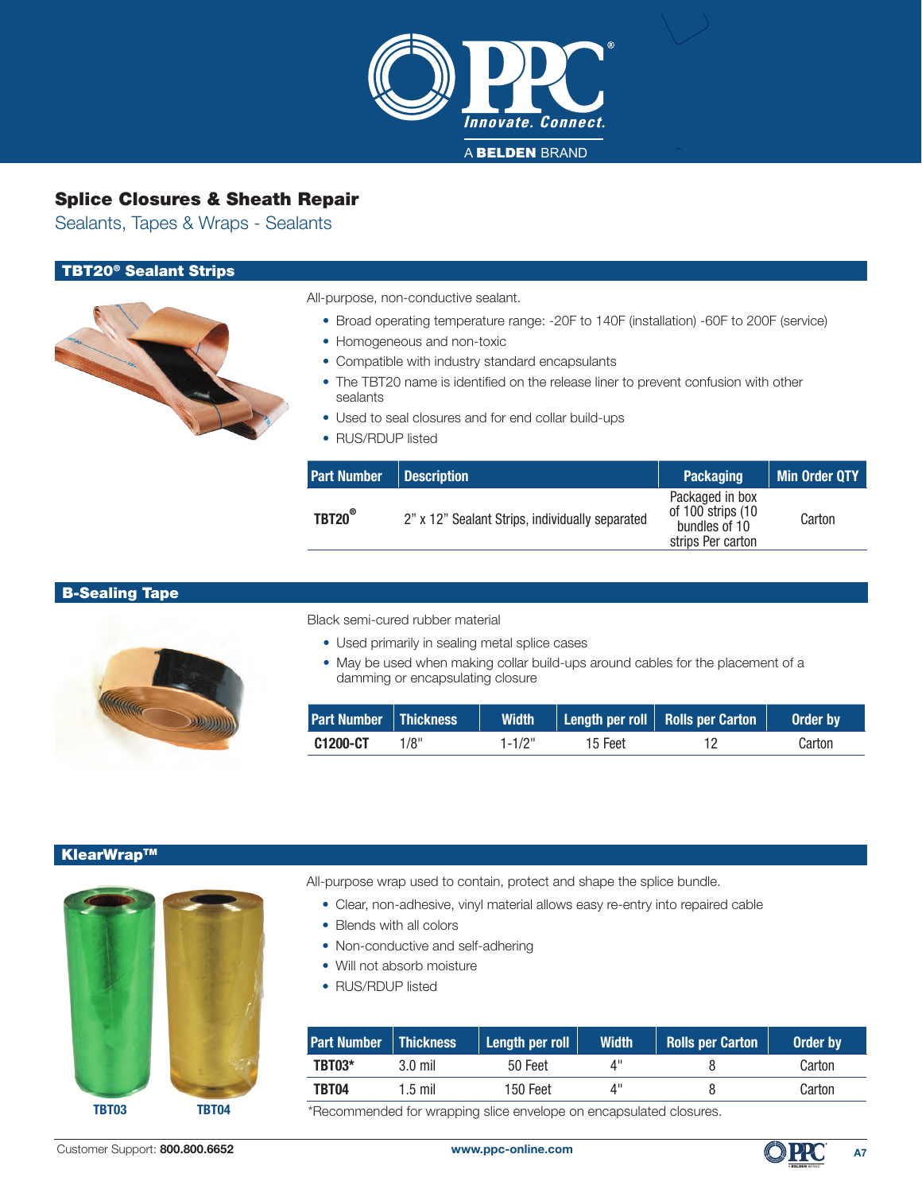## Splice Closures & Sheath Repair

Sealants, Tapes & Wraps - Sealants

### TBT20® Sealant Strips

All-purpose, non-conductive sealant.

- Broad operating temperature range: -20F to 140F (installation) -60F to 200F (service)
- Homogeneous and non-toxic
- Compatible with industry standard encapsulants
- The TBT20 name is identified on the release liner to prevent confusion with other sealants
- Used to seal closures and for end collar build-ups
- RUS/RDUP listed

| Part Number | Description | Packaging | Min Order QTY |
|---|---|---|---|
| TBT20® | 2" x 12" Sealant Strips, individually separated | Packaged in box of 100 strips (10 bundles of 10 strips Per carton | Carton |

### B-Sealing Tape

Black semi-cured rubber material

- Used primarily in sealing metal splice cases
- May be used when making collar build-ups around cables for the placement of a damming or encapsulating closure

| Part Number | Thickness | Width | Length per roll | Rolls per Carton | Order by |
|---|---|---|---|---|---|
| C1200-CT | 1/8" | 1-1/2" | 15 Feet | 12 | Carton |

### KlearWrap™

All-purpose wrap used to contain, protect and shape the splice bundle.

- Clear, non-adhesive, vinyl material allows easy re-entry into repaired cable
- Blends with all colors
- Non-conductive and self-adhering
- Will not absorb moisture
- RUS/RDUP listed

TBT03 TBT04

| Part Number | Thickness | Length per roll | Width | Rolls per Carton | Order by |
|---|---|---|---|---|---|
| TBT03* | 3.0 mil | 50 Feet | 4" | 8 | Carton |
| TBT04 | 1.5 mil | 150 Feet | 4" | 8 | Carton |

*Recommended for wrapping slice envelope on encapsulated closures.

Customer Support: **800.800.6652** **www.ppc-online.com**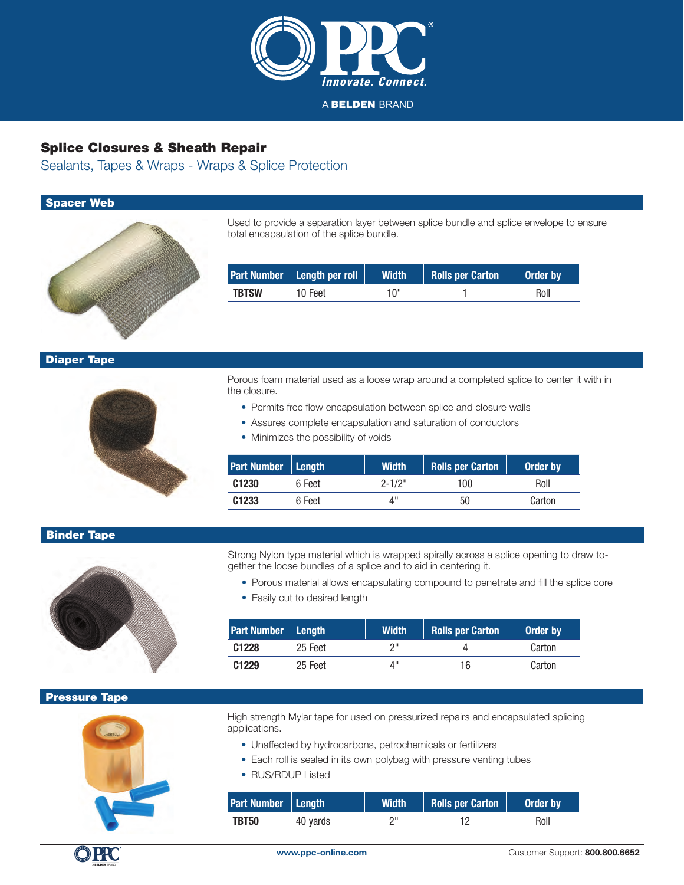## Splice Closures & Sheath Repair

Sealants, Tapes & Wraps - Wraps & Splice Protection

### Spacer Web

Used to provide a separation layer between splice bundle and splice envelope to ensure total encapsulation of the splice bundle.

| Part Number | Length per roll | Width | Rolls per Carton | Order by |
|---|---|---|---|---|
| **TBTSW** | 10 Feet | 10" | 1 | Roll |

### Diaper Tape

Porous foam material used as a loose wrap around a completed splice to center it with in the closure.

- Permits free flow encapsulation between splice and closure walls
- Assures complete encapsulation and saturation of conductors
- Minimizes the possibility of voids

| Part Number | Length | Width | Rolls per Carton | Order by |
|---|---|---|---|---|
| **C1230** | 6 Feet | 2-1/2" | 100 | Roll |
| **C1233** | 6 Feet | 4" | 50 | Carton |

### Binder Tape

Strong Nylon type material which is wrapped spirally across a splice opening to draw together the loose bundles of a splice and to aid in centering it.

- Porous material allows encapsulating compound to penetrate and fill the splice core
- Easily cut to desired length

| Part Number | Length | Width | Rolls per Carton | Order by |
|---|---|---|---|---|
| **C1228** | 25 Feet | 2" | 4 | Carton |
| **C1229** | 25 Feet | 4" | 16 | Carton |

### Pressure Tape

High strength Mylar tape for used on pressurized repairs and encapsulated splicing applications.

- Unaffected by hydrocarbons, petrochemicals or fertilizers
- Each roll is sealed in its own polybag with pressure venting tubes
- RUS/RDUP Listed

| Part Number | Length | Width | Rolls per Carton | Order by |
|---|---|---|---|---|
| **TBT50** | 40 yards | 2" | 12 | Roll |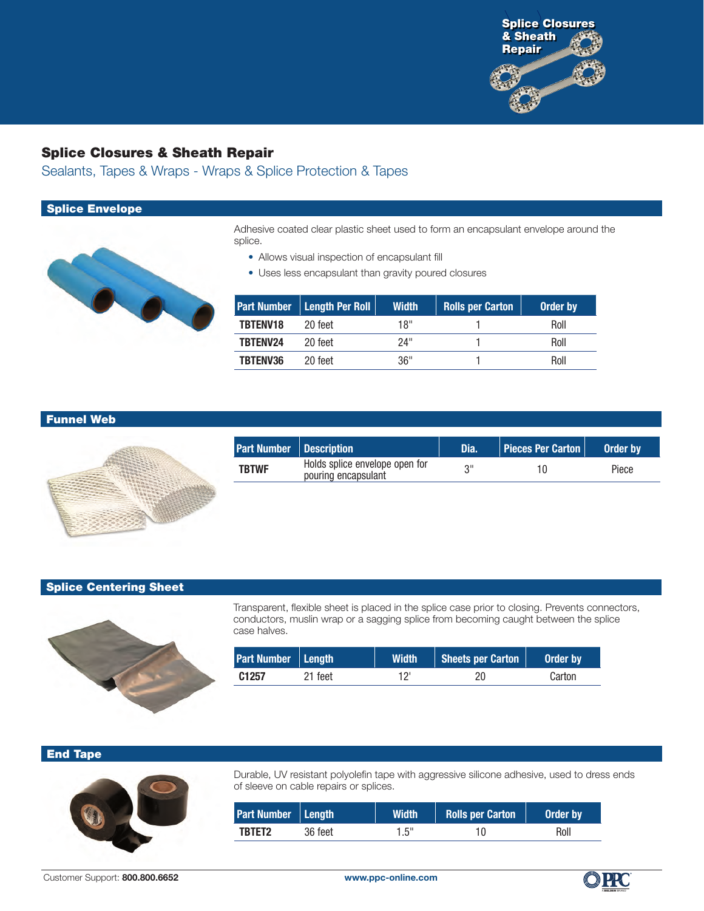# Splice Closures & Sheath Repair

## Sealants, Tapes & Wraps - Wraps & Splice Protection & Tapes

### Splice Envelope

Adhesive coated clear plastic sheet used to form an encapsulant envelope around the splice.

- Allows visual inspection of encapsulant fill
- Uses less encapsulant than gravity poured closures

| Part Number | Length Per Roll | Width | Rolls per Carton | Order by |
|---|---|---|---|---|
| TBTENV18 | 20 feet | 18" | 1 | Roll |
| TBTENV24 | 20 feet | 24" | 1 | Roll |
| TBTENV36 | 20 feet | 36" | 1 | Roll |

### Funnel Web

| Part Number | Description | Dia. | Pieces Per Carton | Order by |
|---|---|---|---|---|
| TBTWF | Holds splice envelope open for pouring encapsulant | 3" | 10 | Piece |

### Splice Centering Sheet

Transparent, flexible sheet is placed in the splice case prior to closing. Prevents connectors, conductors, muslin wrap or a sagging splice from becoming caught between the splice case halves.

| Part Number | Length | Width | Sheets per Carton | Order by |
|---|---|---|---|---|
| C1257 | 21 feet | 12' | 20 | Carton |

### End Tape

Durable, UV resistant polyolefin tape with aggressive silicone adhesive, used to dress ends of sleeve on cable repairs or splices.

| Part Number | Length | Width | Rolls per Carton | Order by |
|---|---|---|---|---|
| TBTET2 | 36 feet | 1.5" | 10 | Roll |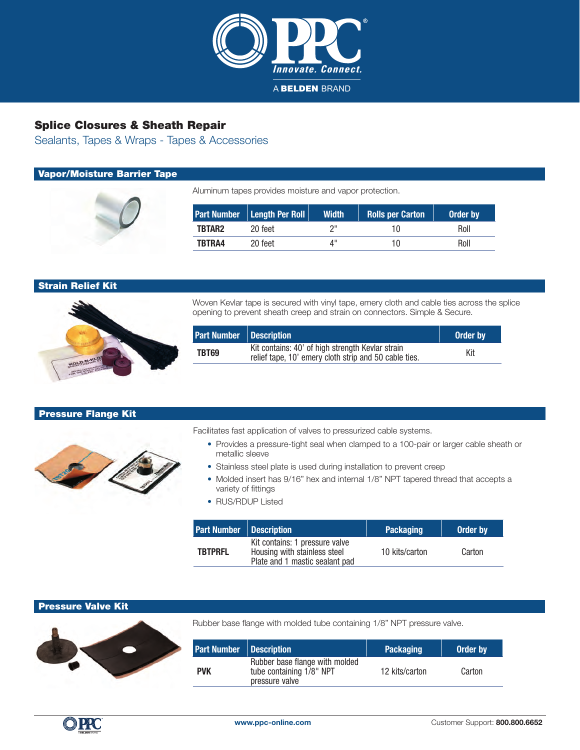## Splice Closures & Sheath Repair

Sealants, Tapes & Wraps - Tapes & Accessories

### Vapor/Moisture Barrier Tape

Aluminum tapes provides moisture and vapor protection.

| Part Number | Length Per Roll | Width | Rolls per Carton | Order by |
|---|---|---|---|---|
| **TBTAR2** | 20 feet | 2" | 10 | Roll |
| **TBTRA4** | 20 feet | 4" | 10 | Roll |

### Strain Relief Kit

Woven Kevlar tape is secured with vinyl tape, emery cloth and cable ties across the splice opening to prevent sheath creep and strain on connectors. Simple & Secure.

| Part Number | Description | Order by |
|---|---|---|
| **TBT69** | Kit contains: 40' of high strength Kevlar strain relief tape, 10' emery cloth strip and 50 cable ties. | Kit |

### Pressure Flange Kit

Facilitates fast application of valves to pressurized cable systems.

- Provides a pressure-tight seal when clamped to a 100-pair or larger cable sheath or metallic sleeve
- Stainless steel plate is used during installation to prevent creep
- Molded insert has 9/16" hex and internal 1/8" NPT tapered thread that accepts a variety of fittings
- RUS/RDUP Listed

| Part Number | Description | Packaging | Order by |
|---|---|---|---|
| **TBTPRFL** | Kit contains: 1 pressure valve Housing with stainless steel Plate and 1 mastic sealant pad | 10 kits/carton | Carton |

### Pressure Valve Kit

Rubber base flange with molded tube containing 1/8" NPT pressure valve.

| Part Number | Description | Packaging | Order by |
|---|---|---|---|
| **PVK** | Rubber base flange with molded tube containing 1/8" NPT pressure valve | 12 kits/carton | Carton |

**www.ppc-online.com** Customer Support: **800.800.6652**